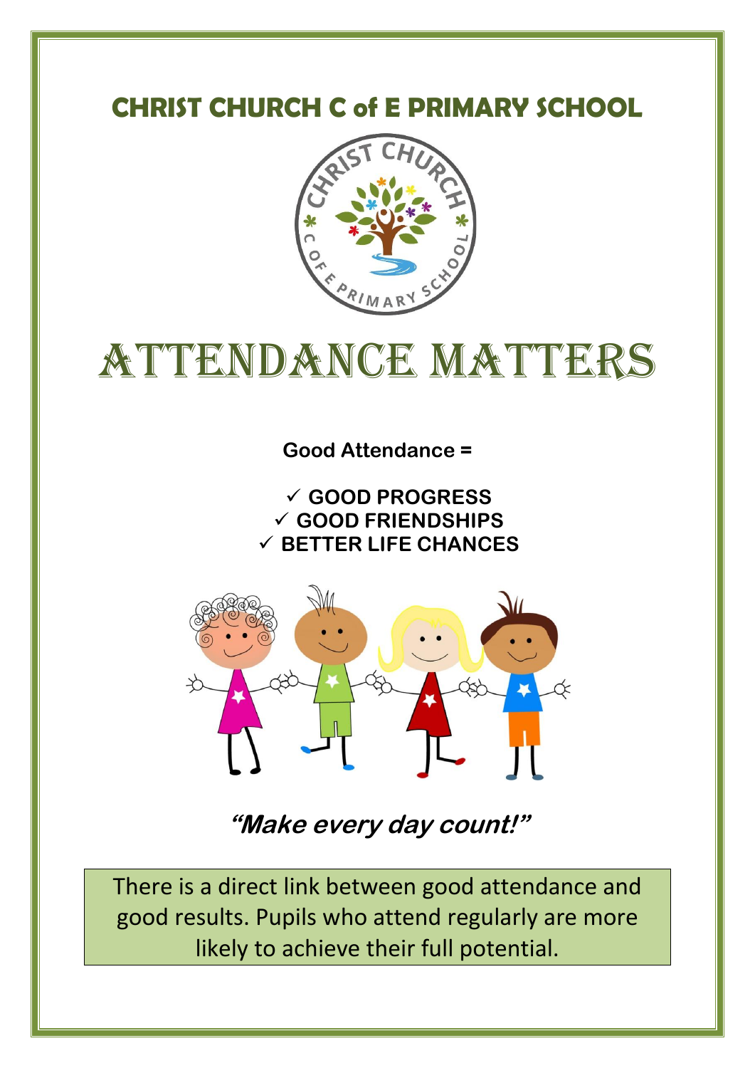# CHRIST CHURCH C of E PRIMARY SCHOOL

# ATTENDANCE MATTERS

**Good Attendance =**

- ✓ **GOOD PROGRESS**
- ✓ **GOOD FRIENDSHIPS**
- ✓ **BETTER LIFE CHANCES**

***"Make every day count!"***

There is a direct link between good attendance and good results. Pupils who attend regularly are more likely to achieve their full potential.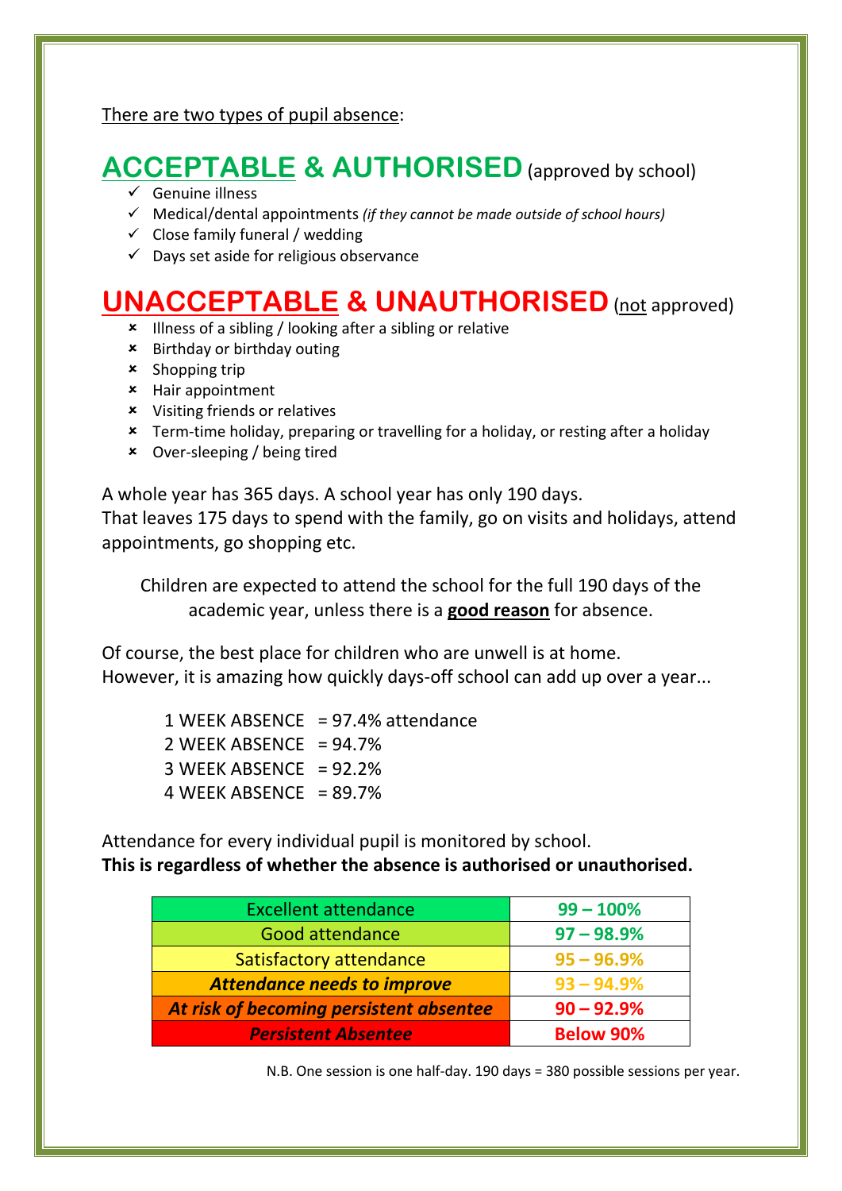<u>There are two types of pupil absence</u>:

## ACCEPTABLE & AUTHORISED (approved by school)

- ✓ Genuine illness
- ✓ Medical/dental appointments *(if they cannot be made outside of school hours)*
- ✓ Close family funeral / wedding
- ✓ Days set aside for religious observance

## UNACCEPTABLE & UNAUTHORISED (<u>not</u> approved)

- ✗ Illness of a sibling / looking after a sibling or relative
- ✗ Birthday or birthday outing
- ✗ Shopping trip
- ✗ Hair appointment
- ✗ Visiting friends or relatives
- ✗ Term-time holiday, preparing or travelling for a holiday, or resting after a holiday
- ✗ Over-sleeping / being tired

A whole year has 365 days. A school year has only 190 days.
That leaves 175 days to spend with the family, go on visits and holidays, attend appointments, go shopping etc.

Children are expected to attend the school for the full 190 days of the academic year, unless there is a **<u>good reason</u>** for absence.

Of course, the best place for children who are unwell is at home.
However, it is amazing how quickly days-off school can add up over a year...

1 WEEK ABSENCE = 97.4% attendance
2 WEEK ABSENCE = 94.7%
3 WEEK ABSENCE = 92.2%
4 WEEK ABSENCE = 89.7%

Attendance for every individual pupil is monitored by school.
**This is regardless of whether the absence is authorised or unauthorised.**

| Category | Attendance |
| --- | --- |
| Excellent attendance | **99 – 100%** |
| Good attendance | **97 – 98.9%** |
| Satisfactory attendance | **95 – 96.9%** |
| ***Attendance needs to improve*** | **93 – 94.9%** |
| ***At risk of becoming persistent absentee*** | **90 – 92.9%** |
| ***Persistent Absentee*** | **Below 90%** |

N.B. One session is one half-day. 190 days = 380 possible sessions per year.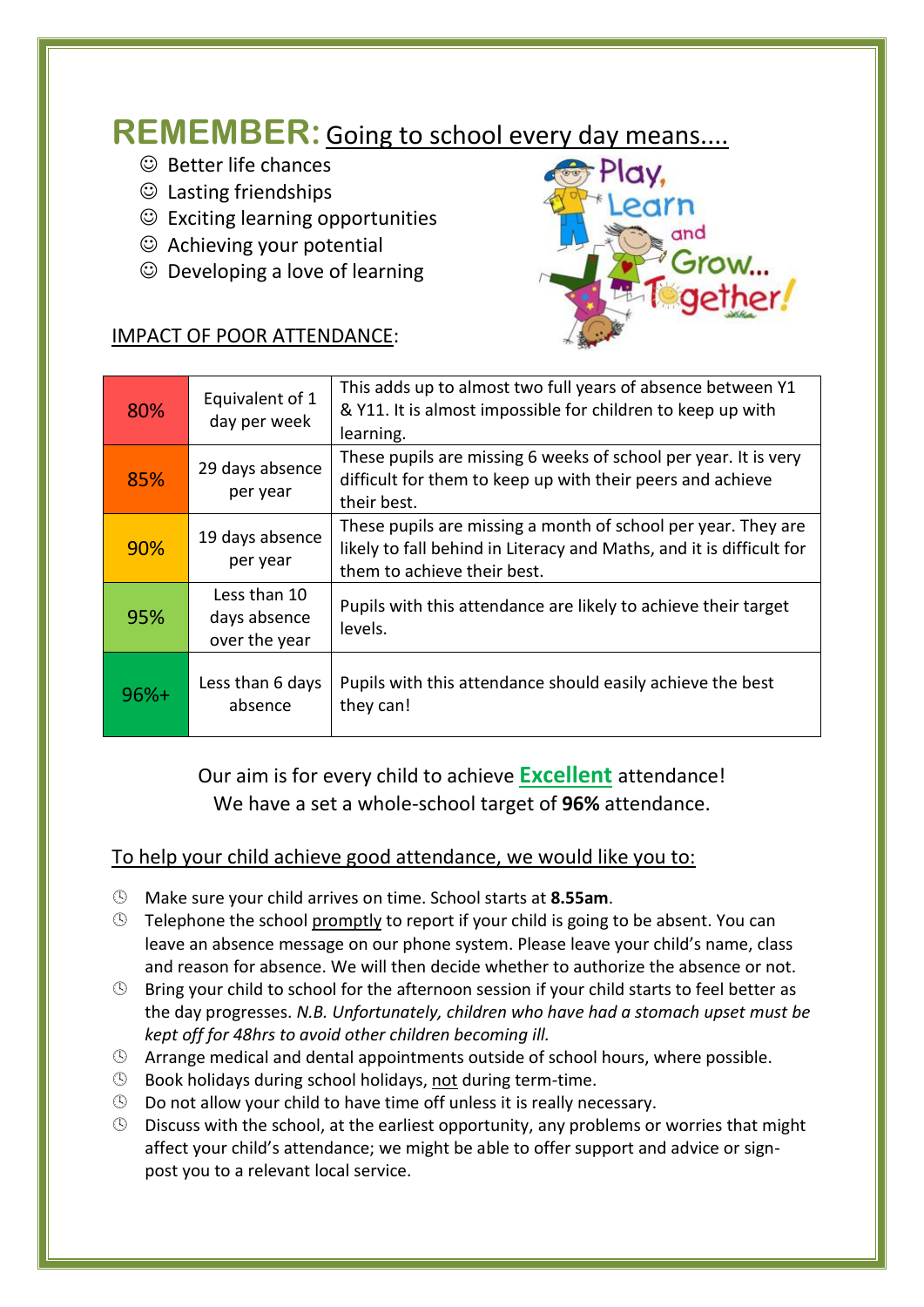# **REMEMBER:** Going to school every day means....

- ☺ Better life chances
- ☺ Lasting friendships
- ☺ Exciting learning opportunities
- ☺ Achieving your potential
- ☺ Developing a love of learning

Play, Learn and Grow... Together!

IMPACT OF POOR ATTENDANCE:

| | | |
|---|---|---|
| 80% | Equivalent of 1 day per week | This adds up to almost two full years of absence between Y1 & Y11. It is almost impossible for children to keep up with learning. |
| 85% | 29 days absence per year | These pupils are missing 6 weeks of school per year. It is very difficult for them to keep up with their peers and achieve their best. |
| 90% | 19 days absence per year | These pupils are missing a month of school per year. They are likely to fall behind in Literacy and Maths, and it is difficult for them to achieve their best. |
| 95% | Less than 10 days absence over the year | Pupils with this attendance are likely to achieve their target levels. |
| 96%+ | Less than 6 days absence | Pupils with this attendance should easily achieve the best they can! |

Our aim is for every child to achieve **Excellent** attendance!
We have a set a whole-school target of **96%** attendance.

To help your child achieve good attendance, we would like you to:

- Make sure your child arrives on time. School starts at **8.55am**.
- Telephone the school promptly to report if your child is going to be absent. You can leave an absence message on our phone system. Please leave your child's name, class and reason for absence. We will then decide whether to authorize the absence or not.
- Bring your child to school for the afternoon session if your child starts to feel better as the day progresses. *N.B. Unfortunately, children who have had a stomach upset must be kept off for 48hrs to avoid other children becoming ill.*
- Arrange medical and dental appointments outside of school hours, where possible.
- Book holidays during school holidays, not during term-time.
- Do not allow your child to have time off unless it is really necessary.
- Discuss with the school, at the earliest opportunity, any problems or worries that might affect your child's attendance; we might be able to offer support and advice or sign-post you to a relevant local service.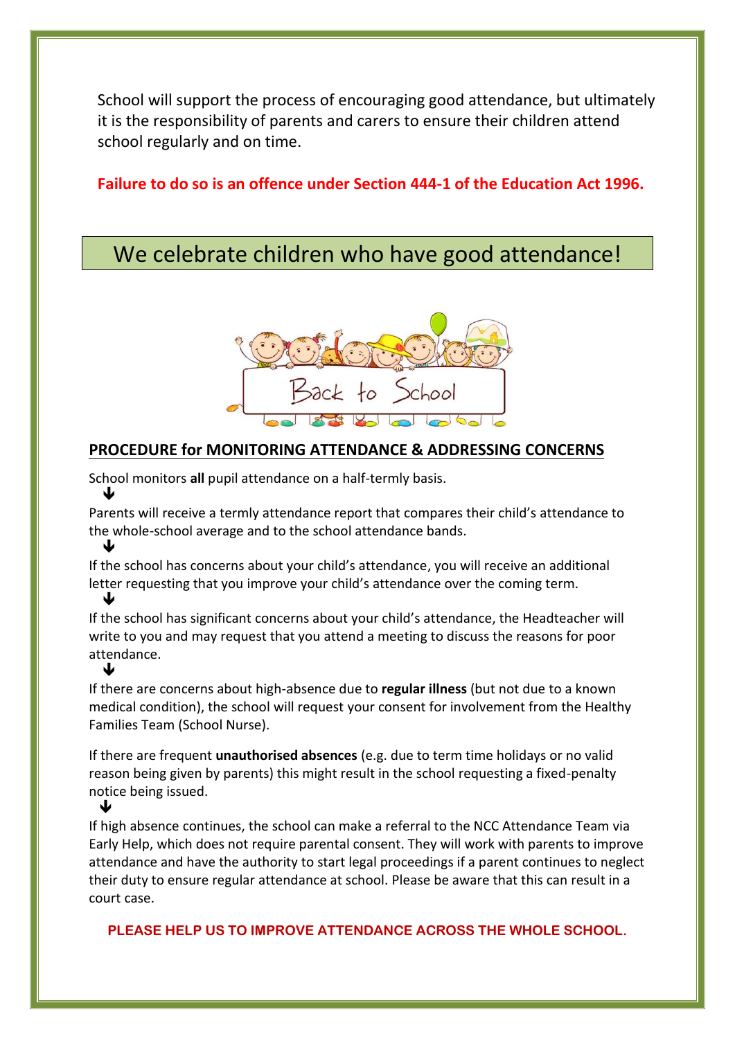School will support the process of encouraging good attendance, but ultimately it is the responsibility of parents and carers to ensure their children attend school regularly and on time.

**Failure to do so is an offence under Section 444-1 of the Education Act 1996.**

## We celebrate children who have good attendance!

## PROCEDURE for MONITORING ATTENDANCE & ADDRESSING CONCERNS

School monitors **all** pupil attendance on a half-termly basis.

↓

Parents will receive a termly attendance report that compares their child's attendance to the whole-school average and to the school attendance bands.

↓

If the school has concerns about your child's attendance, you will receive an additional letter requesting that you improve your child's attendance over the coming term.

↓

If the school has significant concerns about your child's attendance, the Headteacher will write to you and may request that you attend a meeting to discuss the reasons for poor attendance.

↓

If there are concerns about high-absence due to **regular illness** (but not due to a known medical condition), the school will request your consent for involvement from the Healthy Families Team (School Nurse).

If there are frequent **unauthorised absences** (e.g. due to term time holidays or no valid reason being given by parents) this might result in the school requesting a fixed-penalty notice being issued.

↓

If high absence continues, the school can make a referral to the NCC Attendance Team via Early Help, which does not require parental consent. They will work with parents to improve attendance and have the authority to start legal proceedings if a parent continues to neglect their duty to ensure regular attendance at school. Please be aware that this can result in a court case.

**PLEASE HELP US TO IMPROVE ATTENDANCE ACROSS THE WHOLE SCHOOL.**